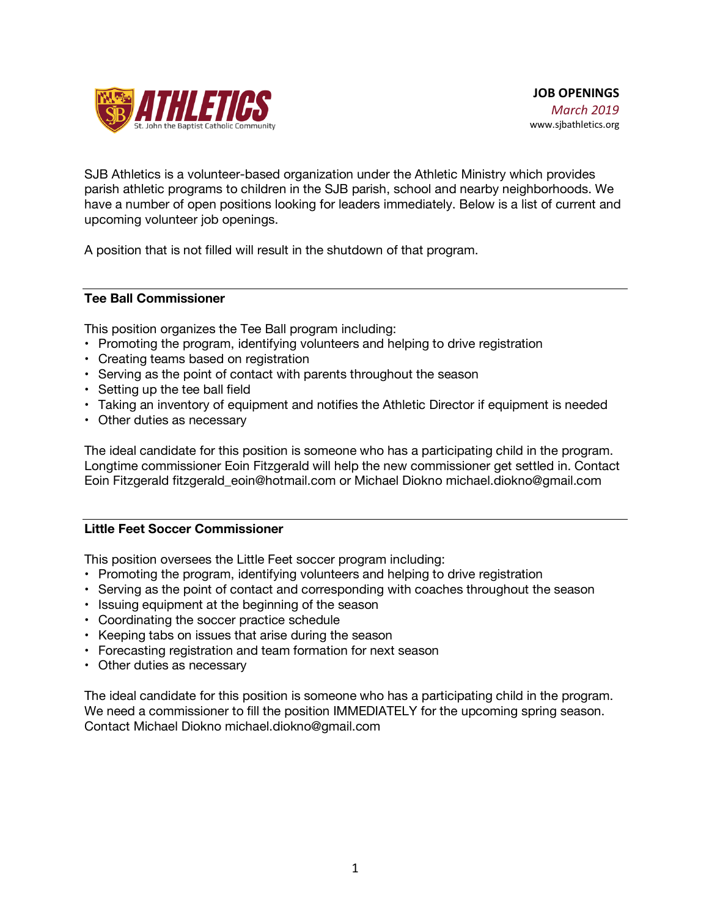**ATHLETICS**
St. John the Baptist Catholic Community

**JOB OPENINGS**
*March 2019*
www.sjbathletics.org

SJB Athletics is a volunteer-based organization under the Athletic Ministry which provides parish athletic programs to children in the SJB parish, school and nearby neighborhoods. We have a number of open positions looking for leaders immediately. Below is a list of current and upcoming volunteer job openings.

A position that is not filled will result in the shutdown of that program.

---

### Tee Ball Commissioner

This position organizes the Tee Ball program including:

- Promoting the program, identifying volunteers and helping to drive registration
- Creating teams based on registration
- Serving as the point of contact with parents throughout the season
- Setting up the tee ball field
- Taking an inventory of equipment and notifies the Athletic Director if equipment is needed
- Other duties as necessary

The ideal candidate for this position is someone who has a participating child in the program. Longtime commissioner Eoin Fitzgerald will help the new commissioner get settled in. Contact Eoin Fitzgerald fitzgerald_eoin@hotmail.com or Michael Diokno michael.diokno@gmail.com

---

### Little Feet Soccer Commissioner

This position oversees the Little Feet soccer program including:

- Promoting the program, identifying volunteers and helping to drive registration
- Serving as the point of contact and corresponding with coaches throughout the season
- Issuing equipment at the beginning of the season
- Coordinating the soccer practice schedule
- Keeping tabs on issues that arise during the season
- Forecasting registration and team formation for next season
- Other duties as necessary

The ideal candidate for this position is someone who has a participating child in the program. We need a commissioner to fill the position IMMEDIATELY for the upcoming spring season. Contact Michael Diokno michael.diokno@gmail.com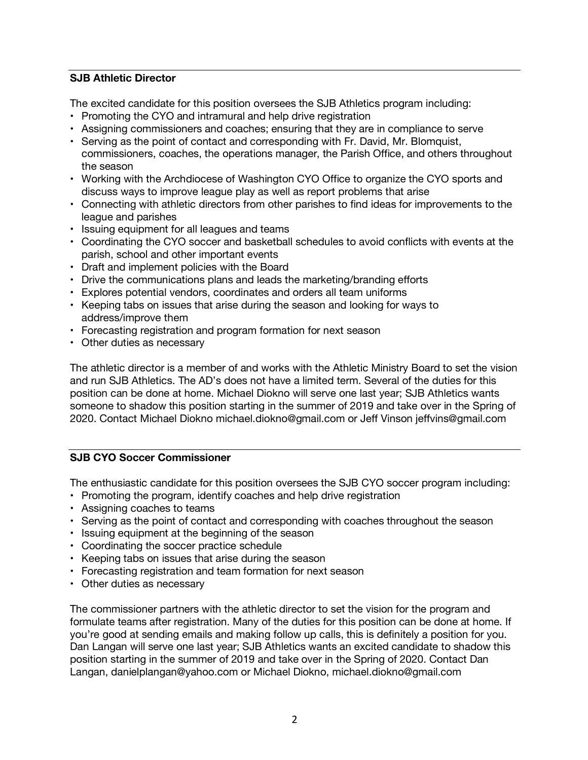---

**SJB Athletic Director**

The excited candidate for this position oversees the SJB Athletics program including:

- Promoting the CYO and intramural and help drive registration
- Assigning commissioners and coaches; ensuring that they are in compliance to serve
- Serving as the point of contact and corresponding with Fr. David, Mr. Blomquist, commissioners, coaches, the operations manager, the Parish Office, and others throughout the season
- Working with the Archdiocese of Washington CYO Office to organize the CYO sports and discuss ways to improve league play as well as report problems that arise
- Connecting with athletic directors from other parishes to find ideas for improvements to the league and parishes
- Issuing equipment for all leagues and teams
- Coordinating the CYO soccer and basketball schedules to avoid conflicts with events at the parish, school and other important events
- Draft and implement policies with the Board
- Drive the communications plans and leads the marketing/branding efforts
- Explores potential vendors, coordinates and orders all team uniforms
- Keeping tabs on issues that arise during the season and looking for ways to address/improve them
- Forecasting registration and program formation for next season
- Other duties as necessary

The athletic director is a member of and works with the Athletic Ministry Board to set the vision and run SJB Athletics. The AD's does not have a limited term. Several of the duties for this position can be done at home. Michael Diokno will serve one last year; SJB Athletics wants someone to shadow this position starting in the summer of 2019 and take over in the Spring of 2020. Contact Michael Diokno michael.diokno@gmail.com or Jeff Vinson jeffvins@gmail.com

---

**SJB CYO Soccer Commissioner**

The enthusiastic candidate for this position oversees the SJB CYO soccer program including:

- Promoting the program, identify coaches and help drive registration
- Assigning coaches to teams
- Serving as the point of contact and corresponding with coaches throughout the season
- Issuing equipment at the beginning of the season
- Coordinating the soccer practice schedule
- Keeping tabs on issues that arise during the season
- Forecasting registration and team formation for next season
- Other duties as necessary

The commissioner partners with the athletic director to set the vision for the program and formulate teams after registration. Many of the duties for this position can be done at home. If you're good at sending emails and making follow up calls, this is definitely a position for you. Dan Langan will serve one last year; SJB Athletics wants an excited candidate to shadow this position starting in the summer of 2019 and take over in the Spring of 2020. Contact Dan Langan, danielplangan@yahoo.com or Michael Diokno, michael.diokno@gmail.com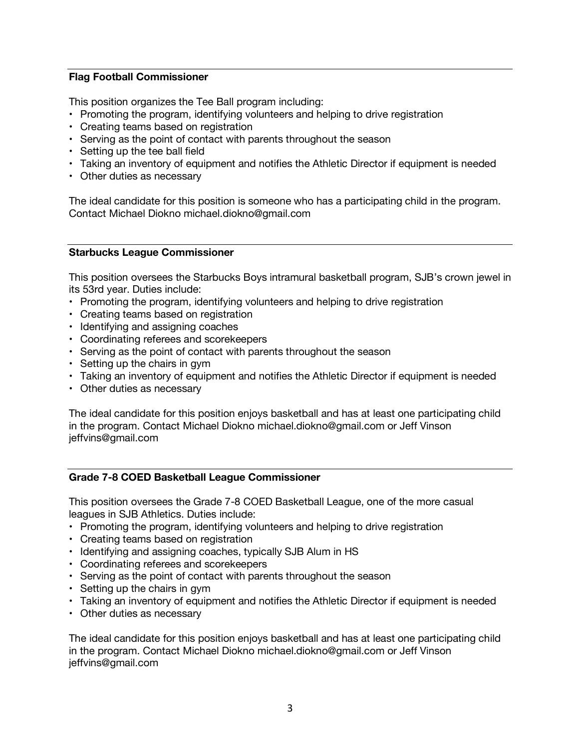**Flag Football Commissioner**

This position organizes the Tee Ball program including:

- Promoting the program, identifying volunteers and helping to drive registration
- Creating teams based on registration
- Serving as the point of contact with parents throughout the season
- Setting up the tee ball field
- Taking an inventory of equipment and notifies the Athletic Director if equipment is needed
- Other duties as necessary

The ideal candidate for this position is someone who has a participating child in the program. Contact Michael Diokno michael.diokno@gmail.com

**Starbucks League Commissioner**

This position oversees the Starbucks Boys intramural basketball program, SJB's crown jewel in its 53rd year. Duties include:

- Promoting the program, identifying volunteers and helping to drive registration
- Creating teams based on registration
- Identifying and assigning coaches
- Coordinating referees and scorekeepers
- Serving as the point of contact with parents throughout the season
- Setting up the chairs in gym
- Taking an inventory of equipment and notifies the Athletic Director if equipment is needed
- Other duties as necessary

The ideal candidate for this position enjoys basketball and has at least one participating child in the program. Contact Michael Diokno michael.diokno@gmail.com or Jeff Vinson jeffvins@gmail.com

**Grade 7-8 COED Basketball League Commissioner**

This position oversees the Grade 7-8 COED Basketball League, one of the more casual leagues in SJB Athletics. Duties include:

- Promoting the program, identifying volunteers and helping to drive registration
- Creating teams based on registration
- Identifying and assigning coaches, typically SJB Alum in HS
- Coordinating referees and scorekeepers
- Serving as the point of contact with parents throughout the season
- Setting up the chairs in gym
- Taking an inventory of equipment and notifies the Athletic Director if equipment is needed
- Other duties as necessary

The ideal candidate for this position enjoys basketball and has at least one participating child in the program. Contact Michael Diokno michael.diokno@gmail.com or Jeff Vinson jeffvins@gmail.com